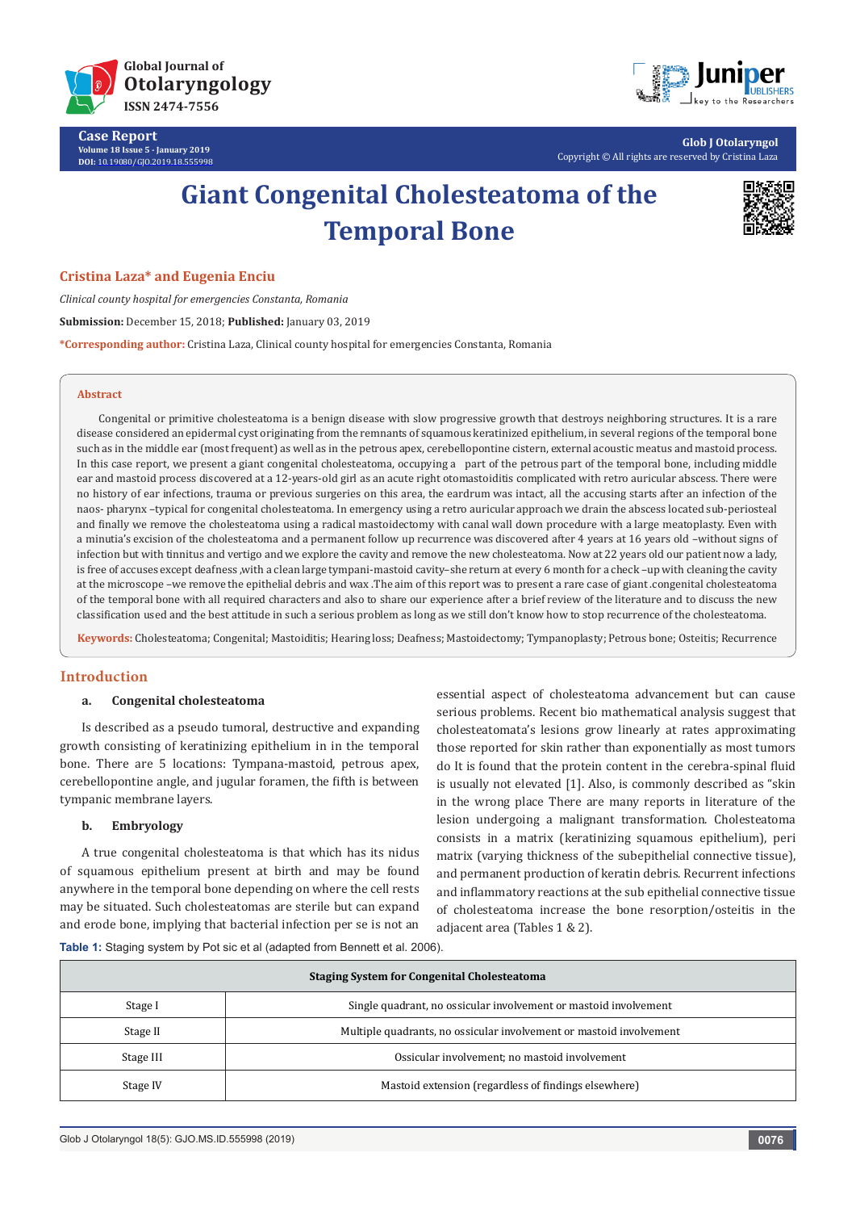# Giant Congenital Cholesteatoma of the Temporal Bone

**Cristina Laza\* and Eugenia Enciu**

*Clinical county hospital for emergencies Constanta, Romania*

**Submission:** December 15, 2018; **Published:** January 03, 2019

**\*Corresponding author:** Cristina Laza, Clinical county hospital for emergencies Constanta, Romania

## Abstract

Congenital or primitive cholesteatoma is a benign disease with slow progressive growth that destroys neighboring structures. It is a rare disease considered an epidermal cyst originating from the remnants of squamous keratinized epithelium, in several regions of the temporal bone such as in the middle ear (most frequent) as well as in the petrous apex, cerebellopontine cistern, external acoustic meatus and mastoid process. In this case report, we present a giant congenital cholesteatoma, occupying a part of the petrous part of the temporal bone, including middle ear and mastoid process discovered at a 12-years-old girl as an acute right otomastoiditis complicated with retro auricular abscess. There were no history of ear infections, trauma or previous surgeries on this area, the eardrum was intact, all the accusing starts after an infection of the naos- pharynx –typical for congenital cholesteatoma. In emergency using a retro auricular approach we drain the abscess located sub-periosteal and finally we remove the cholesteatoma using a radical mastoidectomy with canal wall down procedure with a large meatoplasty. Even with a minutia's excision of the cholesteatoma and a permanent follow up recurrence was discovered after 4 years at 16 years old –without signs of infection but with tinnitus and vertigo and we explore the cavity and remove the new cholesteatoma. Now at 22 years old our patient now a lady, is free of accuses except deafness ,with a clean large tympani-mastoid cavity– she return at every 6 month for a check –up with cleaning the cavity at the microscope –we remove the epithelial debris and wax .The aim of this report was to present a rare case of giant .congenital cholesteatoma of the temporal bone with all required characters and also to share our experience after a brief review of the literature and to discuss the new classification used and the best attitude in such a serious problem as long as we still don't know how to stop recurrence of the cholesteatoma.

**Keywords:** Cholesteatoma; Congenital; Mastoiditis; Hearing loss; Deafness; Mastoidectomy; Tympanoplasty; Petrous bone; Osteitis; Recurrence

## Introduction

### a. Congenital cholesteatoma

Is described as a pseudo tumoral, destructive and expanding growth consisting of keratinizing epithelium in in the temporal bone. There are 5 locations: Tympana-mastoid, petrous apex, cerebellopontine angle, and jugular foramen, the fifth is between tympanic membrane layers.

### b. Embryology

A true congenital cholesteatoma is that which has its nidus of squamous epithelium present at birth and may be found anywhere in the temporal bone depending on where the cell rests may be situated. Such cholesteatomas are sterile but can expand and erode bone, implying that bacterial infection per se is not an essential aspect of cholesteatoma advancement but can cause serious problems. Recent bio mathematical analysis suggest that cholesteatomata's lesions grow linearly at rates approximating those reported for skin rather than exponentially as most tumors do It is found that the protein content in the cerebra-spinal fluid is usually not elevated [1]. Also, is commonly described as "skin in the wrong place There are many reports in literature of the lesion undergoing a malignant transformation. Cholesteatoma consists in a matrix (keratinizing squamous epithelium), peri matrix (varying thickness of the subepithelial connective tissue), and permanent production of keratin debris. Recurrent infections and inflammatory reactions at the sub epithelial connective tissue of cholesteatoma increase the bone resorption/osteitis in the adjacent area (Tables 1 & 2).

**Table 1:** Staging system by Pot sic et al (adapted from Bennett et al. 2006).

| Staging System for Congenital Cholesteatoma | |
|---|---|
| Stage I | Single quadrant, no ossicular involvement or mastoid involvement |
| Stage II | Multiple quadrants, no ossicular involvement or mastoid involvement |
| Stage III | Ossicular involvement; no mastoid involvement |
| Stage IV | Mastoid extension (regardless of findings elsewhere) |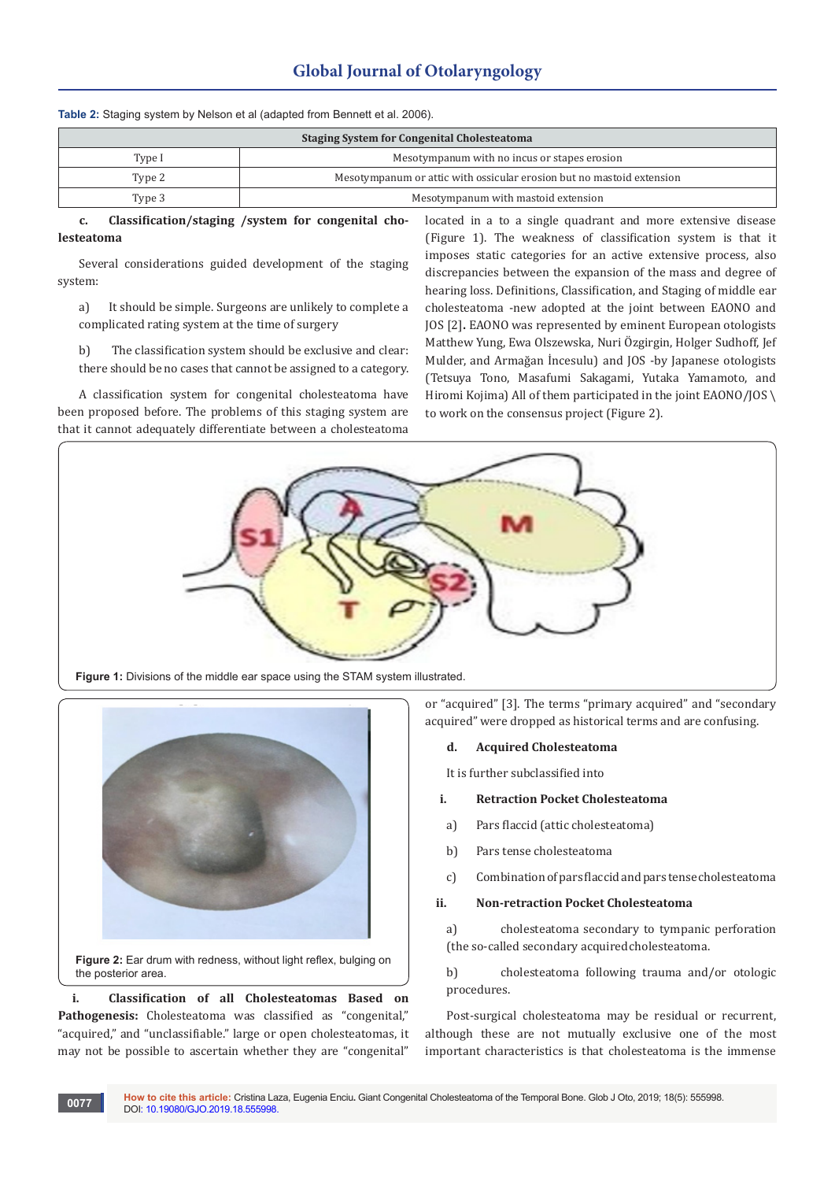**Table 2:** Staging system by Nelson et al (adapted from Bennett et al. 2006).

| Staging System for Congenital Cholesteatoma | |
|---|---|
| Type I | Mesotympanum with no incus or stapes erosion |
| Type 2 | Mesotympanum or attic with ossicular erosion but no mastoid extension |
| Type 3 | Mesotympanum with mastoid extension |

**c. Classification/staging /system for congenital cholesteatoma**

Several considerations guided development of the staging system:

a) It should be simple. Surgeons are unlikely to complete a complicated rating system at the time of surgery

b) The classification system should be exclusive and clear: there should be no cases that cannot be assigned to a category.

A classification system for congenital cholesteatoma have been proposed before. The problems of this staging system are that it cannot adequately differentiate between a cholesteatoma located in a to a single quadrant and more extensive disease (Figure 1). The weakness of classification system is that it imposes static categories for an active extensive process, also discrepancies between the expansion of the mass and degree of hearing loss. Definitions, Classification, and Staging of middle ear cholesteatoma -new adopted at the joint between EAONO and JOS [2]. EAONO was represented by eminent European otologists Matthew Yung, Ewa Olszewska, Nuri Özgirgin, Holger Sudhoff, Jef Mulder, and Armağan İncesulu) and JOS -by Japanese otologists (Tetsuya Tono, Masafumi Sakagami, Yutaka Yamamoto, and Hiromi Kojima) All of them participated in the joint EAONO/JOS \ to work on the consensus project (Figure 2).

**Figure 1:** Divisions of the middle ear space using the STAM system illustrated.

**Figure 2:** Ear drum with redness, without light reflex, bulging on the posterior area.

**i. Classification of all Cholesteatomas Based on Pathogenesis:** Cholesteatoma was classified as "congenital," "acquired," and "unclassifiable." large or open cholesteatomas, it may not be possible to ascertain whether they are "congenital" or "acquired" [3]. The terms "primary acquired" and "secondary acquired" were dropped as historical terms and are confusing.

**d. Acquired Cholesteatoma**

It is further subclassified into

**i. Retraction Pocket Cholesteatoma**

a) Pars flaccid (attic cholesteatoma)

b) Pars tense cholesteatoma

c) Combination of pars flaccid and pars tense cholesteatoma

**ii. Non-retraction Pocket Cholesteatoma**

a) cholesteatoma secondary to tympanic perforation (the so-called secondary acquired cholesteatoma.

b) cholesteatoma following trauma and/or otologic procedures.

Post-surgical cholesteatoma may be residual or recurrent, although these are not mutually exclusive one of the most important characteristics is that cholesteatoma is the immense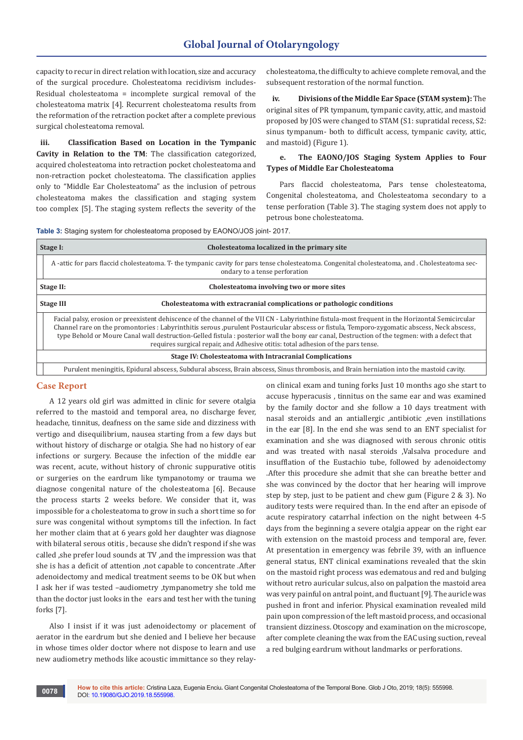capacity to recur in direct relation with location, size and accuracy of the surgical procedure. Cholesteatoma recidivism includes- Residual cholesteatoma = incomplete surgical removal of the cholesteatoma matrix [4]. Recurrent cholesteatoma results from the reformation of the retraction pocket after a complete previous surgical cholesteatoma removal.

**iii. Classification Based on Location in the Tympanic Cavity in Relation to the TM**: The classification categorized, acquired cholesteatoma into retraction pocket cholesteatoma and non-retraction pocket cholesteatoma. The classification applies only to "Middle Ear Cholesteatoma" as the inclusion of petrous cholesteatoma makes the classification and staging system too complex [5]. The staging system reflects the severity of the cholesteatoma, the difficulty to achieve complete removal, and the subsequent restoration of the normal function.

**iv. Divisions of the Middle Ear Space (STAM system):** The original sites of PR tympanum, tympanic cavity, attic, and mastoid proposed by JOS were changed to STAM (S1: supratidal recess, S2: sinus tympanum- both to difficult access, tympanic cavity, attic, and mastoid) (Figure 1).

**e. The EAONO/JOS Staging System Applies to Four Types of Middle Ear Cholesteatoma**

Pars flaccid cholesteatoma, Pars tense cholesteatoma, Congenital cholesteatoma, and Cholesteatoma secondary to a tense perforation (Table 3). The staging system does not apply to petrous bone cholesteatoma.

**Table 3:** Staging system for cholesteatoma proposed by EAONO/JOS joint- 2017.

| Stage | Description |
|---|---|
| **Stage I:** | **Cholesteatoma localized in the primary site** |
| | A -attic for pars flaccid cholesteatoma. T- the tympanic cavity for pars tense cholesteatoma. Congenital cholesteatoma, and . Cholesteatoma secondary to a tense perforation |
| **Stage II:** | **Cholesteatoma involving two or more sites** |
| **Stage III** | **Cholesteatoma with extracranial complications or pathologic conditions** |
| | Facial palsy, erosion or preexistent dehiscence of the channel of the VII CN - Labyrinthine fistula-most frequent in the Horizontal Semicircular Channel rare on the promontories : Labyrinthitis serous ,purulent Postauricular abscess or fistula, Temporo-zygomatic abscess, Neck abscess, type Behold or Moure Canal wall destruction-Gelled fistula : posterior wall the bony ear canal, Destruction of the tegmen: with a defect that requires surgical repair, and Adhesive otitis: total adhesion of the pars tense. |
| **Stage IV:** | **Cholesteatoma with Intracranial Complications** |
| | Purulent meningitis, Epidural abscess, Subdural abscess, Brain abscess, Sinus thrombosis, and Brain herniation into the mastoid cavity. |

## Case Report

A 12 years old girl was admitted in clinic for severe otalgia referred to the mastoid and temporal area, no discharge fever, headache, tinnitus, deafness on the same side and dizziness with vertigo and disequilibrium, nausea starting from a few days but without history of discharge or otalgia. She had no history of ear infections or surgery. Because the infection of the middle ear was recent, acute, without history of chronic suppurative otitis or surgeries on the eardrum like tympanotomy or trauma we diagnose congenital nature of the cholesteatoma [6]. Because the process starts 2 weeks before. We consider that it, was impossible for a cholesteatoma to grow in such a short time so for sure was congenital without symptoms till the infection. In fact her mother claim that at 6 years gold her daughter was diagnose with bilateral serous otitis , because she didn't respond if she was called ,she prefer loud sounds at TV ,and the impression was that she is has a deficit of attention ,not capable to concentrate .After adenoidectomy and medical treatment seems to be OK but when I ask her if was tested –audiometry ,tympanometry she told me than the doctor just looks in the ears and test her with the tuning forks [7].

Also I insist if it was just adenoidectomy or placement of aerator in the eardrum but she denied and I believe her because in whose times older doctor where not dispose to learn and use new audiometry methods like acoustic immittance so they relay-on clinical exam and tuning forks Just 10 months ago she start to accuse hyperacusis , tinnitus on the same ear and was examined by the family doctor and she follow a 10 days treatment with nasal steroids and an antiallergic ,antibiotic ,even instillations in the ear [8]. In the end she was send to an ENT specialist for examination and she was diagnosed with serous chronic otitis and was treated with nasal steroids ,Valsalva procedure and insufflation of the Eustachio tube, followed by adenoidectomy .After this procedure she admit that she can breathe better and she was convinced by the doctor that her hearing will improve step by step, just to be patient and chew gum (Figure 2 & 3). No auditory tests were required than. In the end after an episode of acute respiratory catarrhal infection on the night between 4-5 days from the beginning a severe otalgia appear on the right ear with extension on the mastoid process and temporal are, fever. At presentation in emergency was febrile 39, with an influence general status, ENT clinical examinations revealed that the skin on the mastoid right process was edematous and red and bulging without retro auricular sulcus, also on palpation the mastoid area was very painful on antral point, and fluctuant [9]. The auricle was pushed in front and inferior. Physical examination revealed mild pain upon compression of the left mastoid process, and occasional transient dizziness. Otoscopy and examination on the microscope, after complete cleaning the wax from the EAC using suction, reveal a red bulging eardrum without landmarks or perforations.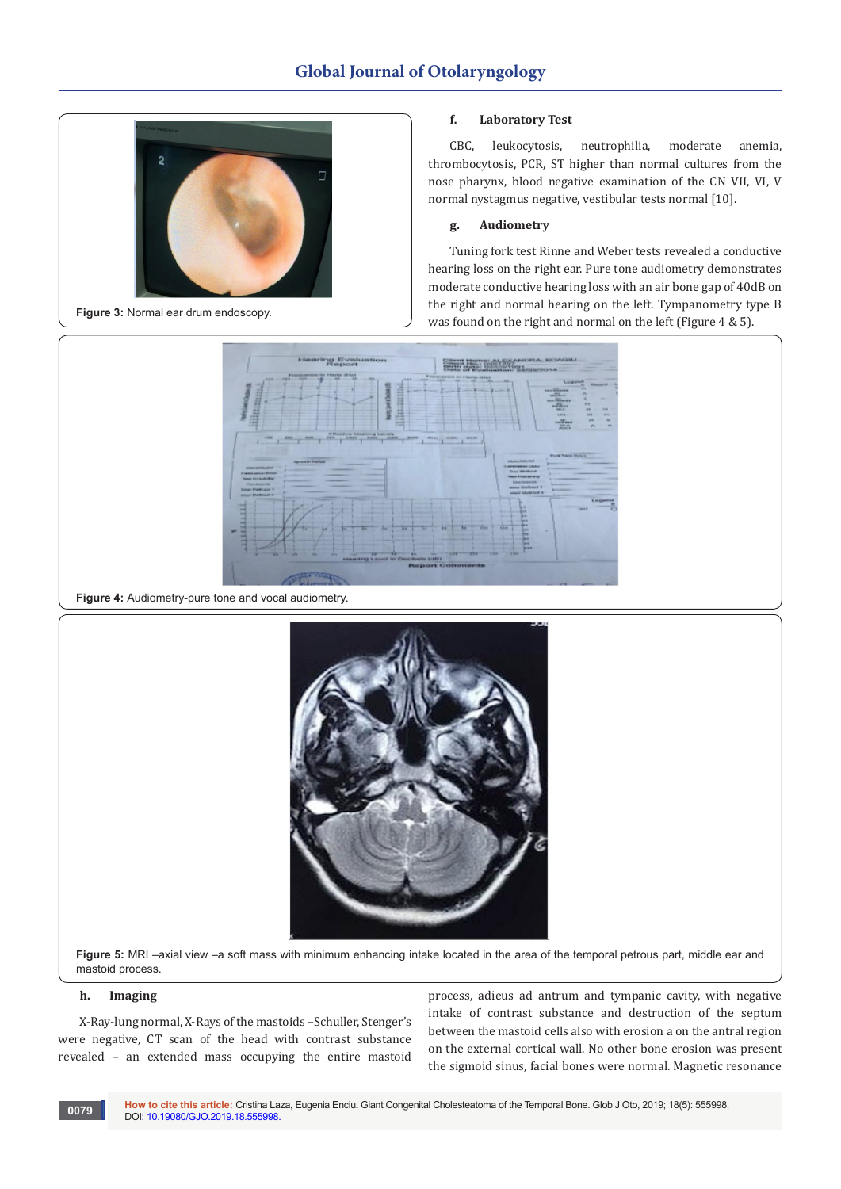Figure 3: Normal ear drum endoscopy.

### f. Laboratory Test

CBC, leukocytosis, neutrophilia, moderate anemia, thrombocytosis, PCR, ST higher than normal cultures from the nose pharynx, blood negative examination of the CN VII, VI, V normal nystagmus negative, vestibular tests normal [10].

### g. Audiometry

Tuning fork test Rinne and Weber tests revealed a conductive hearing loss on the right ear. Pure tone audiometry demonstrates moderate conductive hearing loss with an air bone gap of 40dB on the right and normal hearing on the left. Tympanometry type B was found on the right and normal on the left (Figure 4 & 5).

Figure 4: Audiometry-pure tone and vocal audiometry.

Figure 5: MRI –axial view –a soft mass with minimum enhancing intake located in the area of the temporal petrous part, middle ear and mastoid process.

### h. Imaging

X-Ray-lung normal, X-Rays of the mastoids –Schuller, Stenger's were negative, CT scan of the head with contrast substance revealed – an extended mass occupying the entire mastoid process, adieus ad antrum and tympanic cavity, with negative intake of contrast substance and destruction of the septum between the mastoid cells also with erosion a on the antral region on the external cortical wall. No other bone erosion was present the sigmoid sinus, facial bones were normal. Magnetic resonance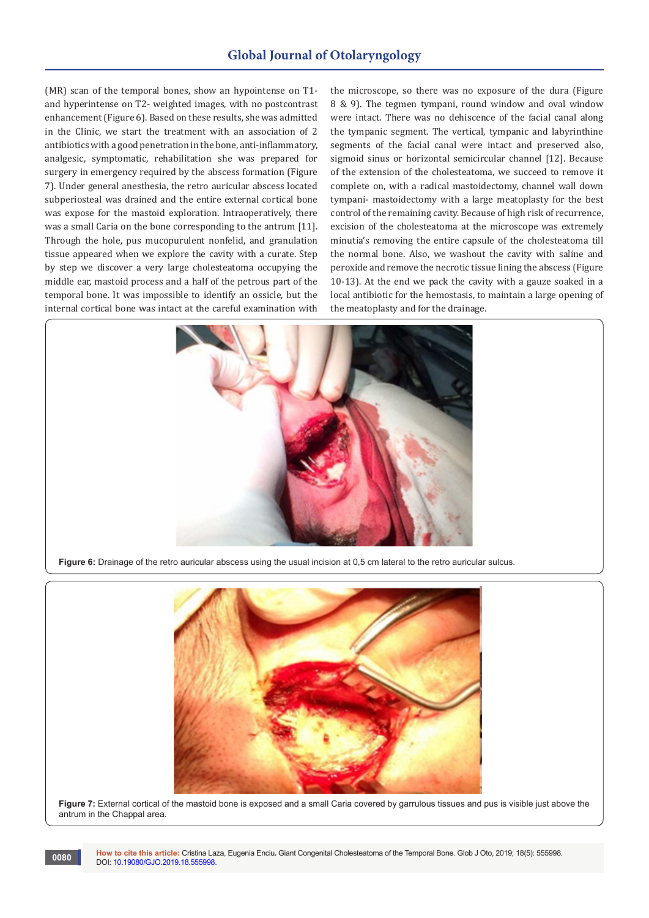(MR) scan of the temporal bones, show an hypointense on T1- and hyperintense on T2- weighted images, with no postcontrast enhancement (Figure 6). Based on these results, she was admitted in the Clinic, we start the treatment with an association of 2 antibiotics with a good penetration in the bone, anti-inflammatory, analgesic, symptomatic, rehabilitation she was prepared for surgery in emergency required by the abscess formation (Figure 7). Under general anesthesia, the retro auricular abscess located subperiosteal was drained and the entire external cortical bone was expose for the mastoid exploration. Intraoperatively, there was a small Caria on the bone corresponding to the antrum [11]. Through the hole, pus mucopurulent nonfelid, and granulation tissue appeared when we explore the cavity with a curate. Step by step we discover a very large cholesteatoma occupying the middle ear, mastoid process and a half of the petrous part of the temporal bone. It was impossible to identify an ossicle, but the internal cortical bone was intact at the careful examination with the microscope, so there was no exposure of the dura (Figure 8 & 9). The tegmen tympani, round window and oval window were intact. There was no dehiscence of the facial canal along the tympanic segment. The vertical, tympanic and labyrinthine segments of the facial canal were intact and preserved also, sigmoid sinus or horizontal semicircular channel [12]. Because of the extension of the cholesteatoma, we succeed to remove it complete on, with a radical mastoidectomy, channel wall down tympani- mastoidectomy with a large meatoplasty for the best control of the remaining cavity. Because of high risk of recurrence, excision of the cholesteatoma at the microscope was extremely minutia's removing the entire capsule of the cholesteatoma till the normal bone. Also, we washout the cavity with saline and peroxide and remove the necrotic tissue lining the abscess (Figure 10-13). At the end we pack the cavity with a gauze soaked in a local antibiotic for the hemostasis, to maintain a large opening of the meatoplasty and for the drainage.

**Figure 6:** Drainage of the retro auricular abscess using the usual incision at 0,5 cm lateral to the retro auricular sulcus.

**Figure 7:** External cortical of the mastoid bone is exposed and a small Caria covered by garrulous tissues and pus is visible just above the antrum in the Chappal area.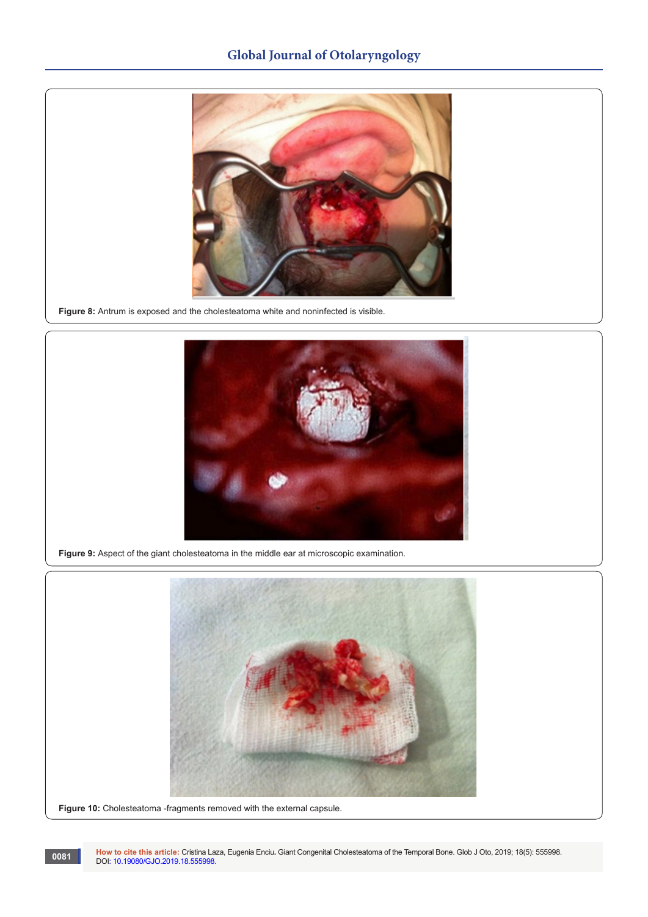Figure 8: Antrum is exposed and the cholesteatoma white and noninfected is visible.

Figure 9: Aspect of the giant cholesteatoma in the middle ear at microscopic examination.

Figure 10: Cholesteatoma -fragments removed with the external capsule.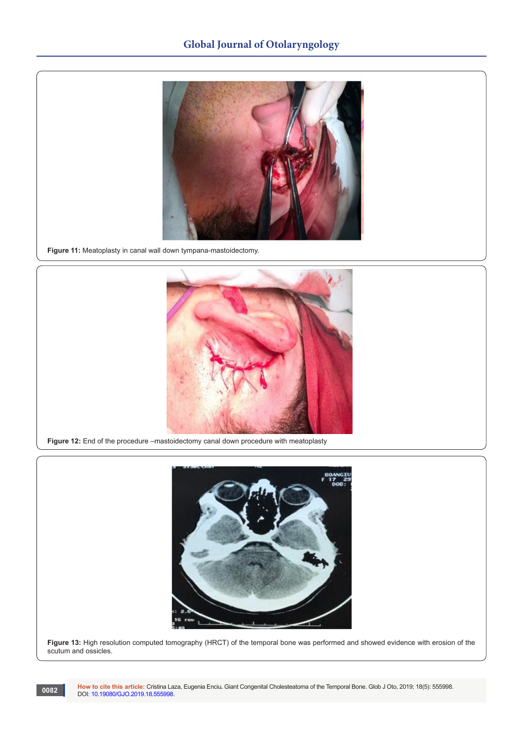**Figure 11:** Meatoplasty in canal wall down tympana-mastoidectomy.

**Figure 12:** End of the procedure –mastoidectomy canal down procedure with meatoplasty

**Figure 13:** High resolution computed tomography (HRCT) of the temporal bone was performed and showed evidence with erosion of the scutum and ossicles.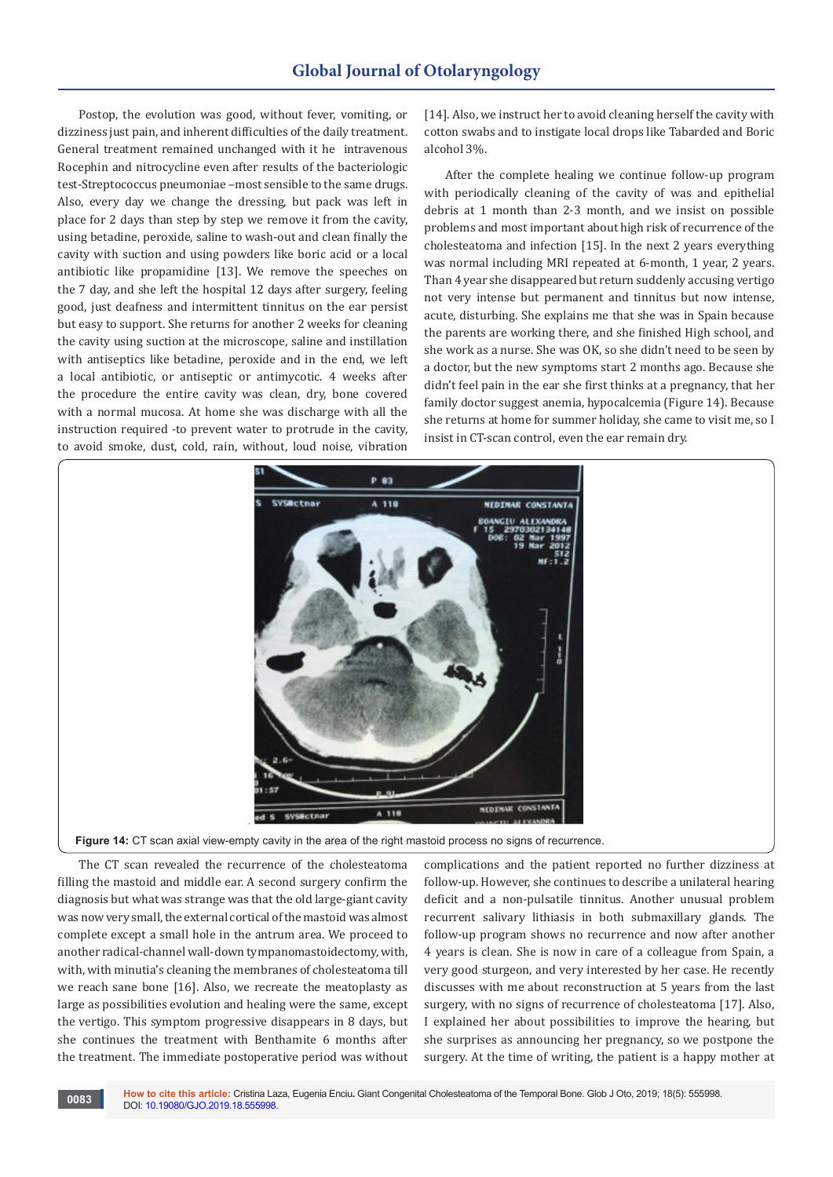Postop, the evolution was good, without fever, vomiting, or dizziness just pain, and inherent difficulties of the daily treatment. General treatment remained unchanged with it he intravenous Rocephin and nitrocycline even after results of the bacteriologic test-Streptococcus pneumoniae –most sensible to the same drugs. Also, every day we change the dressing, but pack was left in place for 2 days than step by step we remove it from the cavity, using betadine, peroxide, saline to wash-out and clean finally the cavity with suction and using powders like boric acid or a local antibiotic like propamidine [13]. We remove the speeches on the 7 day, and she left the hospital 12 days after surgery, feeling good, just deafness and intermittent tinnitus on the ear persist but easy to support. She returns for another 2 weeks for cleaning the cavity using suction at the microscope, saline and instillation with antiseptics like betadine, peroxide and in the end, we left a local antibiotic, or antiseptic or antimycotic. 4 weeks after the procedure the entire cavity was clean, dry, bone covered with a normal mucosa. At home she was discharge with all the instruction required -to prevent water to protrude in the cavity, to avoid smoke, dust, cold, rain, without, loud noise, vibration [14]. Also, we instruct her to avoid cleaning herself the cavity with cotton swabs and to instigate local drops like Tabarded and Boric alcohol 3%.

After the complete healing we continue follow-up program with periodically cleaning of the cavity of was and epithelial debris at 1 month than 2-3 month, and we insist on possible problems and most important about high risk of recurrence of the cholesteatoma and infection [15]. In the next 2 years everything was normal including MRI repeated at 6-month, 1 year, 2 years. Than 4 year she disappeared but return suddenly accusing vertigo not very intense but permanent and tinnitus but now intense, acute, disturbing. She explains me that she was in Spain because the parents are working there, and she finished High school, and she work as a nurse. She was OK, so she didn't need to be seen by a doctor, but the new symptoms start 2 months ago. Because she didn't feel pain in the ear she first thinks at a pregnancy, that her family doctor suggest anemia, hypocalcemia (Figure 14). Because she returns at home for summer holiday, she came to visit me, so I insist in CT-scan control, even the ear remain dry.

**Figure 14:** CT scan axial view-empty cavity in the area of the right mastoid process no signs of recurrence.

The CT scan revealed the recurrence of the cholesteatoma filling the mastoid and middle ear. A second surgery confirm the diagnosis but what was strange was that the old large-giant cavity was now very small, the external cortical of the mastoid was almost complete except a small hole in the antrum area. We proceed to another radical-channel wall-down tympanomastoidectomy, with, with, with minutia's cleaning the membranes of cholesteatoma till we reach sane bone [16]. Also, we recreate the meatoplasty as large as possibilities evolution and healing were the same, except the vertigo. This symptom progressive disappears in 8 days, but she continues the treatment with Benthamite 6 months after the treatment. The immediate postoperative period was without complications and the patient reported no further dizziness at follow-up. However, she continues to describe a unilateral hearing deficit and a non-pulsatile tinnitus. Another unusual problem recurrent salivary lithiasis in both submaxillary glands. The follow-up program shows no recurrence and now after another 4 years is clean. She is now in care of a colleague from Spain, a very good surgeon, and very interested by her case. He recently discusses with me about reconstruction at 5 years from the last surgery, with no signs of recurrence of cholesteatoma [17]. Also, I explained her about possibilities to improve the hearing, but she surprises as announcing her pregnancy, so we postpone the surgery. At the time of writing, the patient is a happy mother at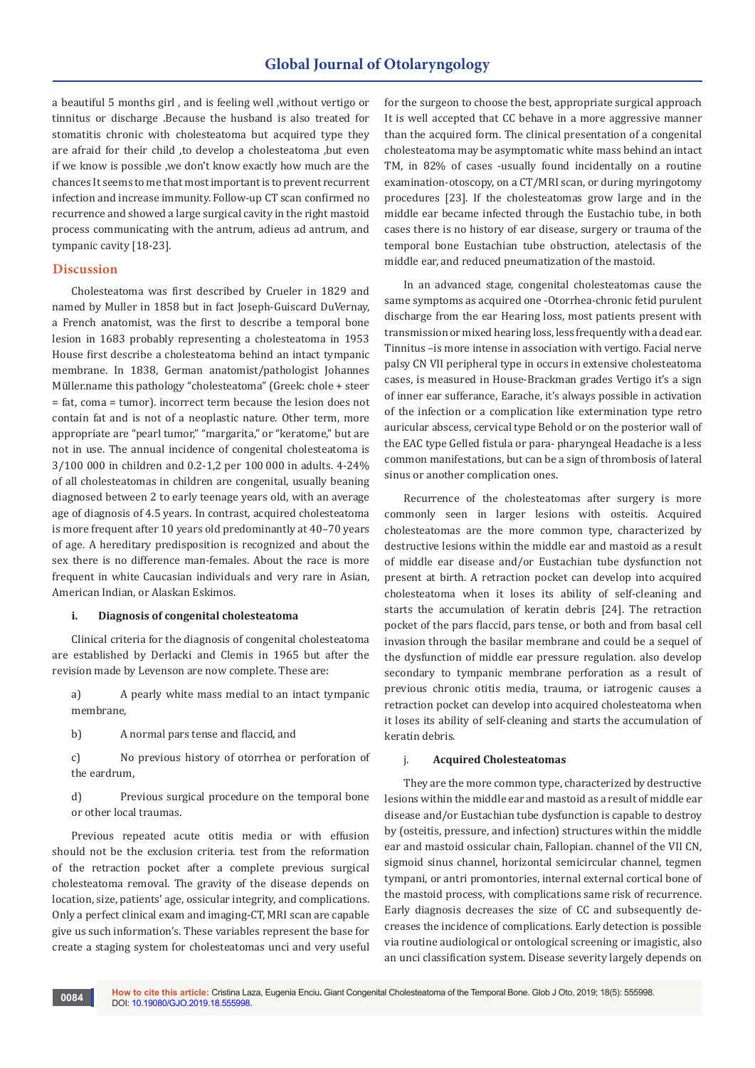a beautiful 5 months girl , and is feeling well ,without vertigo or tinnitus or discharge .Because the husband is also treated for stomatitis chronic with cholesteatoma but acquired type they are afraid for their child ,to develop a cholesteatoma ,but even if we know is possible ,we don't know exactly how much are the chances It seems to me that most important is to prevent recurrent infection and increase immunity. Follow-up CT scan confirmed no recurrence and showed a large surgical cavity in the right mastoid process communicating with the antrum, adieus ad antrum, and tympanic cavity [18-23].

## Discussion

Cholesteatoma was first described by Crueler in 1829 and named by Muller in 1858 but in fact Joseph-Guiscard DuVernay, a French anatomist, was the first to describe a temporal bone lesion in 1683 probably representing a cholesteatoma in 1953 House first describe a cholesteatoma behind an intact tympanic membrane. In 1838, German anatomist/pathologist Johannes Müller.name this pathology "cholesteatoma" (Greek: chole + steer = fat, coma = tumor). incorrect term because the lesion does not contain fat and is not of a neoplastic nature. Other term, more appropriate are "pearl tumor," "margarita," or "keratome," but are not in use. The annual incidence of congenital cholesteatoma is 3/100 000 in children and 0.2-1,2 per 100 000 in adults. 4-24% of all cholesteatomas in children are congenital, usually beaning diagnosed between 2 to early teenage years old, with an average age of diagnosis of 4.5 years. In contrast, acquired cholesteatoma is more frequent after 10 years old predominantly at 40–70 years of age. A hereditary predisposition is recognized and about the sex there is no difference man-females. About the race is more frequent in white Caucasian individuals and very rare in Asian, American Indian, or Alaskan Eskimos.

### i. Diagnosis of congenital cholesteatoma

Clinical criteria for the diagnosis of congenital cholesteatoma are established by Derlacki and Clemis in 1965 but after the revision made by Levenson are now complete. These are:

a) A pearly white mass medial to an intact tympanic membrane,

b) A normal pars tense and flaccid, and

c) No previous history of otorrhea or perforation of the eardrum,

d) Previous surgical procedure on the temporal bone or other local traumas.

Previous repeated acute otitis media or with effusion should not be the exclusion criteria. test from the reformation of the retraction pocket after a complete previous surgical cholesteatoma removal. The gravity of the disease depends on location, size, patients' age, ossicular integrity, and complications. Only a perfect clinical exam and imaging-CT, MRI scan are capable give us such information's. These variables represent the base for create a staging system for cholesteatomas unci and very useful for the surgeon to choose the best, appropriate surgical approach It is well accepted that CC behave in a more aggressive manner than the acquired form. The clinical presentation of a congenital cholesteatoma may be asymptomatic white mass behind an intact TM, in 82% of cases -usually found incidentally on a routine examination-otoscopy, on a CT/MRI scan, or during myringotomy procedures [23]. If the cholesteatomas grow large and in the middle ear became infected through the Eustachio tube, in both cases there is no history of ear disease, surgery or trauma of the temporal bone Eustachian tube obstruction, atelectasis of the middle ear, and reduced pneumatization of the mastoid.

In an advanced stage, congenital cholesteatomas cause the same symptoms as acquired one -Otorrhea-chronic fetid purulent discharge from the ear Hearing loss, most patients present with transmission or mixed hearing loss, less frequently with a dead ear. Tinnitus –is more intense in association with vertigo. Facial nerve palsy CN VII peripheral type in occurs in extensive cholesteatoma cases, is measured in House-Brackman grades Vertigo it's a sign of inner ear sufferance, Earache, it's always possible in activation of the infection or a complication like extermination type retro auricular abscess, cervical type Behold or on the posterior wall of the EAC type Gelled fistula or para- pharyngeal Headache is a less common manifestations, but can be a sign of thrombosis of lateral sinus or another complication ones.

Recurrence of the cholesteatomas after surgery is more commonly seen in larger lesions with osteitis. Acquired cholesteatomas are the more common type, characterized by destructive lesions within the middle ear and mastoid as a result of middle ear disease and/or Eustachian tube dysfunction not present at birth. A retraction pocket can develop into acquired cholesteatoma when it loses its ability of self-cleaning and starts the accumulation of keratin debris [24]. The retraction pocket of the pars flaccid, pars tense, or both and from basal cell invasion through the basilar membrane and could be a sequel of the dysfunction of middle ear pressure regulation. also develop secondary to tympanic membrane perforation as a result of previous chronic otitis media, trauma, or iatrogenic causes a retraction pocket can develop into acquired cholesteatoma when it loses its ability of self-cleaning and starts the accumulation of keratin debris.

### j. Acquired Cholesteatomas

They are the more common type, characterized by destructive lesions within the middle ear and mastoid as a result of middle ear disease and/or Eustachian tube dysfunction is capable to destroy by (osteitis, pressure, and infection) structures within the middle ear and mastoid ossicular chain, Fallopian. channel of the VII CN, sigmoid sinus channel, horizontal semicircular channel, tegmen tympani, or antri promontories, internal external cortical bone of the mastoid process, with complications same risk of recurrence. Early diagnosis decreases the size of CC and subsequently decreases the incidence of complications. Early detection is possible via routine audiological or ontological screening or imagistic, also an unci classification system. Disease severity largely depends on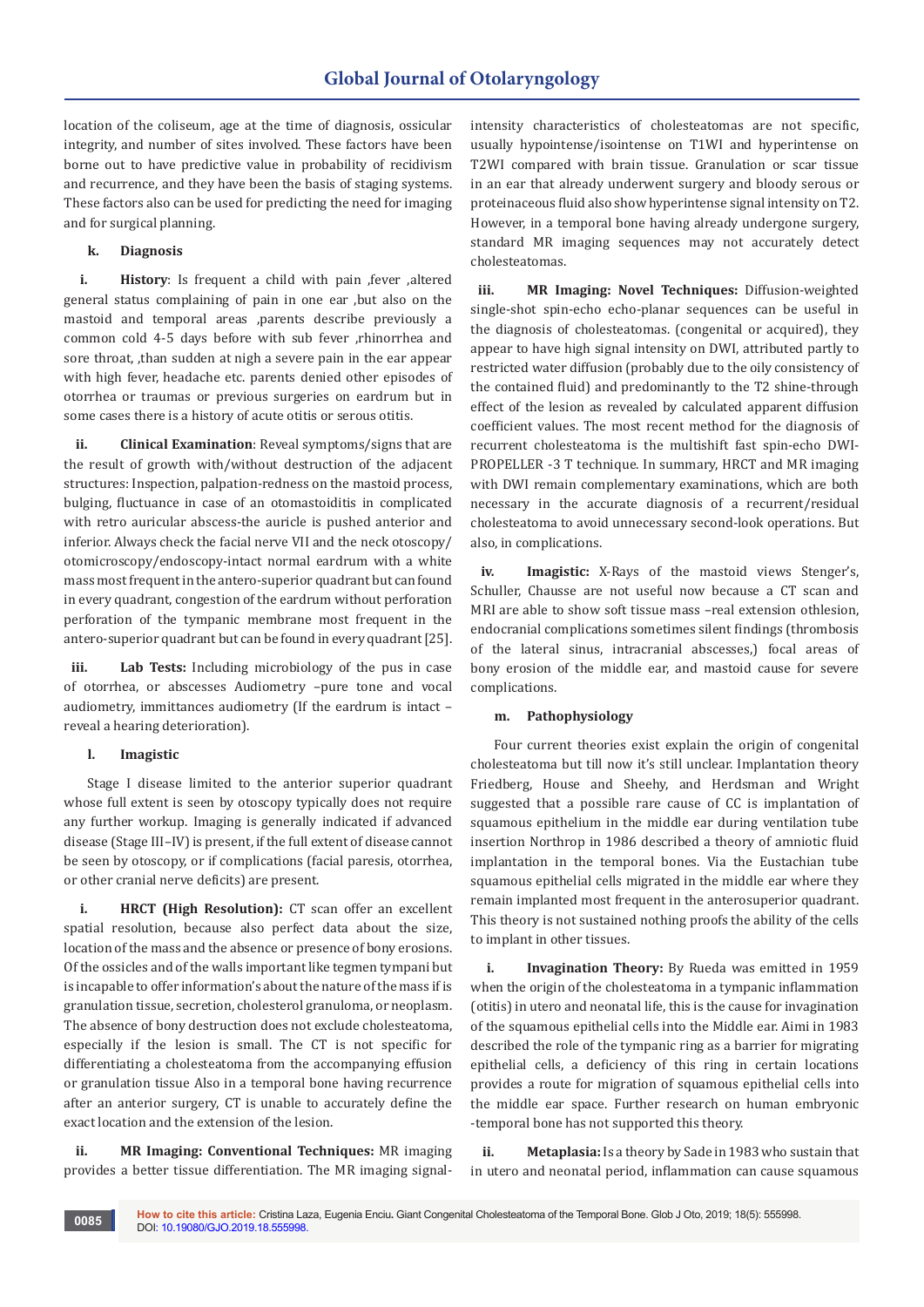location of the coliseum, age at the time of diagnosis, ossicular integrity, and number of sites involved. These factors have been borne out to have predictive value in probability of recidivism and recurrence, and they have been the basis of staging systems. These factors also can be used for predicting the need for imaging and for surgical planning.

**k. Diagnosis**

**i. History**: Is frequent a child with pain ,fever ,altered general status complaining of pain in one ear ,but also on the mastoid and temporal areas ,parents describe previously a common cold 4-5 days before with sub fever ,rhinorrhea and sore throat, ,than sudden at nigh a severe pain in the ear appear with high fever, headache etc. parents denied other episodes of otorrhea or traumas or previous surgeries on eardrum but in some cases there is a history of acute otitis or serous otitis.

**ii. Clinical Examination**: Reveal symptoms/signs that are the result of growth with/without destruction of the adjacent structures: Inspection, palpation-redness on the mastoid process, bulging, fluctuance in case of an otomastoiditis in complicated with retro auricular abscess-the auricle is pushed anterior and inferior. Always check the facial nerve VII and the neck otoscopy/otomicroscopy/endoscopy-intact normal eardrum with a white mass most frequent in the antero-superior quadrant but can found in every quadrant, congestion of the eardrum without perforation perforation of the tympanic membrane most frequent in the antero-superior quadrant but can be found in every quadrant [25].

**iii. Lab Tests:** Including microbiology of the pus in case of otorrhea, or abscesses Audiometry –pure tone and vocal audiometry, immittances audiometry (If the eardrum is intact –reveal a hearing deterioration).

**l. Imagistic**

Stage I disease limited to the anterior superior quadrant whose full extent is seen by otoscopy typically does not require any further workup. Imaging is generally indicated if advanced disease (Stage III–IV) is present, if the full extent of disease cannot be seen by otoscopy, or if complications (facial paresis, otorrhea, or other cranial nerve deficits) are present.

**i. HRCT (High Resolution):** CT scan offer an excellent spatial resolution, because also perfect data about the size, location of the mass and the absence or presence of bony erosions. Of the ossicles and of the walls important like tegmen tympani but is incapable to offer information's about the nature of the mass if is granulation tissue, secretion, cholesterol granuloma, or neoplasm. The absence of bony destruction does not exclude cholesteatoma, especially if the lesion is small. The CT is not specific for differentiating a cholesteatoma from the accompanying effusion or granulation tissue Also in a temporal bone having recurrence after an anterior surgery, CT is unable to accurately define the exact location and the extension of the lesion.

**ii. MR Imaging: Conventional Techniques:** MR imaging provides a better tissue differentiation. The MR imaging signal-intensity characteristics of cholesteatomas are not specific, usually hypointense/isointense on T1WI and hyperintense on T2WI compared with brain tissue. Granulation or scar tissue in an ear that already underwent surgery and bloody serous or proteinaceous fluid also show hyperintense signal intensity on T2. However, in a temporal bone having already undergone surgery, standard MR imaging sequences may not accurately detect cholesteatomas.

**iii. MR Imaging: Novel Techniques:** Diffusion-weighted single-shot spin-echo echo-planar sequences can be useful in the diagnosis of cholesteatomas. (congenital or acquired), they appear to have high signal intensity on DWI, attributed partly to restricted water diffusion (probably due to the oily consistency of the contained fluid) and predominantly to the T2 shine-through effect of the lesion as revealed by calculated apparent diffusion coefficient values. The most recent method for the diagnosis of recurrent cholesteatoma is the multishift fast spin-echo DWI-PROPELLER -3 T technique. In summary, HRCT and MR imaging with DWI remain complementary examinations, which are both necessary in the accurate diagnosis of a recurrent/residual cholesteatoma to avoid unnecessary second-look operations. But also, in complications.

**iv. Imagistic:** X-Rays of the mastoid views Stenger's, Schuller, Chausse are not useful now because a CT scan and MRI are able to show soft tissue mass –real extension othlesion, endocranial complications sometimes silent findings (thrombosis of the lateral sinus, intracranial abscesses,) focal areas of bony erosion of the middle ear, and mastoid cause for severe complications.

**m. Pathophysiology**

Four current theories exist explain the origin of congenital cholesteatoma but till now it's still unclear. Implantation theory Friedberg, House and Sheehy, and Herdsman and Wright suggested that a possible rare cause of CC is implantation of squamous epithelium in the middle ear during ventilation tube insertion Northrop in 1986 described a theory of amniotic fluid implantation in the temporal bones. Via the Eustachian tube squamous epithelial cells migrated in the middle ear where they remain implanted most frequent in the anterosuperior quadrant. This theory is not sustained nothing proofs the ability of the cells to implant in other tissues.

**i. Invagination Theory:** By Rueda was emitted in 1959 when the origin of the cholesteatoma in a tympanic inflammation (otitis) in utero and neonatal life, this is the cause for invagination of the squamous epithelial cells into the Middle ear. Aimi in 1983 described the role of the tympanic ring as a barrier for migrating epithelial cells, a deficiency of this ring in certain locations provides a route for migration of squamous epithelial cells into the middle ear space. Further research on human embryonic -temporal bone has not supported this theory.

**ii. Metaplasia:** Is a theory by Sade in 1983 who sustain that in utero and neonatal period, inflammation can cause squamous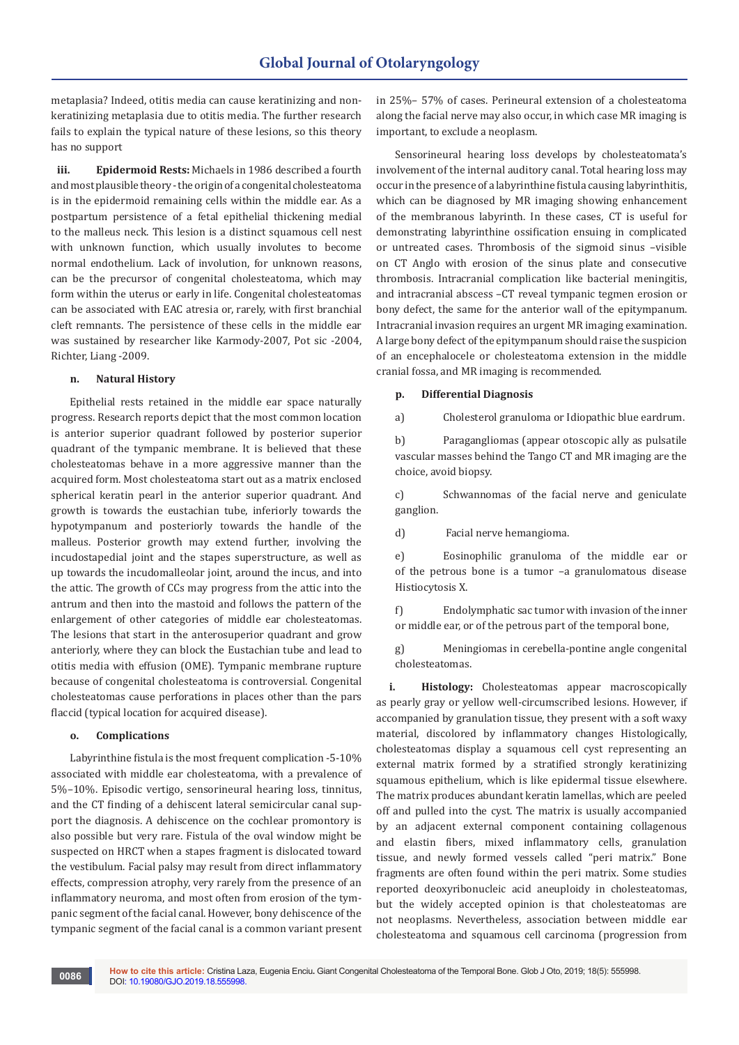metaplasia? Indeed, otitis media can cause keratinizing and non-keratinizing metaplasia due to otitis media. The further research fails to explain the typical nature of these lesions, so this theory has no support

**iii. Epidermoid Rests:** Michaels in 1986 described a fourth and most plausible theory - the origin of a congenital cholesteatoma is in the epidermoid remaining cells within the middle ear. As a postpartum persistence of a fetal epithelial thickening medial to the malleus neck. This lesion is a distinct squamous cell nest with unknown function, which usually involutes to become normal endothelium. Lack of involution, for unknown reasons, can be the precursor of congenital cholesteatoma, which may form within the uterus or early in life. Congenital cholesteatomas can be associated with EAC atresia or, rarely, with first branchial cleft remnants. The persistence of these cells in the middle ear was sustained by researcher like Karmody-2007, Pot sic -2004, Richter, Liang -2009.

**n. Natural History**

Epithelial rests retained in the middle ear space naturally progress. Research reports depict that the most common location is anterior superior quadrant followed by posterior superior quadrant of the tympanic membrane. It is believed that these cholesteatomas behave in a more aggressive manner than the acquired form. Most cholesteatoma start out as a matrix enclosed spherical keratin pearl in the anterior superior quadrant. And growth is towards the eustachian tube, inferiorly towards the hypotympanum and posteriorly towards the handle of the malleus. Posterior growth may extend further, involving the incudostapedial joint and the stapes superstructure, as well as up towards the incudomalleolar joint, around the incus, and into the attic. The growth of CCs may progress from the attic into the antrum and then into the mastoid and follows the pattern of the enlargement of other categories of middle ear cholesteatomas. The lesions that start in the anterosuperior quadrant and grow anteriorly, where they can block the Eustachian tube and lead to otitis media with effusion (OME). Tympanic membrane rupture because of congenital cholesteatoma is controversial. Congenital cholesteatomas cause perforations in places other than the pars flaccid (typical location for acquired disease).

**o. Complications**

Labyrinthine fistula is the most frequent complication -5-10% associated with middle ear cholesteatoma, with a prevalence of 5%–10%. Episodic vertigo, sensorineural hearing loss, tinnitus, and the CT finding of a dehiscent lateral semicircular canal support the diagnosis. A dehiscence on the cochlear promontory is also possible but very rare. Fistula of the oval window might be suspected on HRCT when a stapes fragment is dislocated toward the vestibulum. Facial palsy may result from direct inflammatory effects, compression atrophy, very rarely from the presence of an inflammatory neuroma, and most often from erosion of the tympanic segment of the facial canal. However, bony dehiscence of the tympanic segment of the facial canal is a common variant present in 25%– 57% of cases. Perineural extension of a cholesteatoma along the facial nerve may also occur, in which case MR imaging is important, to exclude a neoplasm.

Sensorineural hearing loss develops by cholesteatomata's involvement of the internal auditory canal. Total hearing loss may occur in the presence of a labyrinthine fistula causing labyrinthitis, which can be diagnosed by MR imaging showing enhancement of the membranous labyrinth. In these cases, CT is useful for demonstrating labyrinthine ossification ensuing in complicated or untreated cases. Thrombosis of the sigmoid sinus –visible on CT Anglo with erosion of the sinus plate and consecutive thrombosis. Intracranial complication like bacterial meningitis, and intracranial abscess –CT reveal tympanic tegmen erosion or bony defect, the same for the anterior wall of the epitympanum. Intracranial invasion requires an urgent MR imaging examination. A large bony defect of the epitympanum should raise the suspicion of an encephalocele or cholesteatoma extension in the middle cranial fossa, and MR imaging is recommended.

**p. Differential Diagnosis**

a) Cholesterol granuloma or Idiopathic blue eardrum.

b) Paragangliomas (appear otoscopic ally as pulsatile vascular masses behind the Tango CT and MR imaging are the choice, avoid biopsy.

c) Schwannomas of the facial nerve and geniculate ganglion.

d) Facial nerve hemangioma.

e) Eosinophilic granuloma of the middle ear or of the petrous bone is a tumor –a granulomatous disease Histiocytosis X.

f) Endolymphatic sac tumor with invasion of the inner or middle ear, or of the petrous part of the temporal bone,

g) Meningiomas in cerebella-pontine angle congenital cholesteatomas.

**i. Histology:** Cholesteatomas appear macroscopically as pearly gray or yellow well-circumscribed lesions. However, if accompanied by granulation tissue, they present with a soft waxy material, discolored by inflammatory changes Histologically, cholesteatomas display a squamous cell cyst representing an external matrix formed by a stratified strongly keratinizing squamous epithelium, which is like epidermal tissue elsewhere. The matrix produces abundant keratin lamellas, which are peeled off and pulled into the cyst. The matrix is usually accompanied by an adjacent external component containing collagenous and elastin fibers, mixed inflammatory cells, granulation tissue, and newly formed vessels called "peri matrix." Bone fragments are often found within the peri matrix. Some studies reported deoxyribonucleic acid aneuploidy in cholesteatomas, but the widely accepted opinion is that cholesteatomas are not neoplasms. Nevertheless, association between middle ear cholesteatoma and squamous cell carcinoma (progression from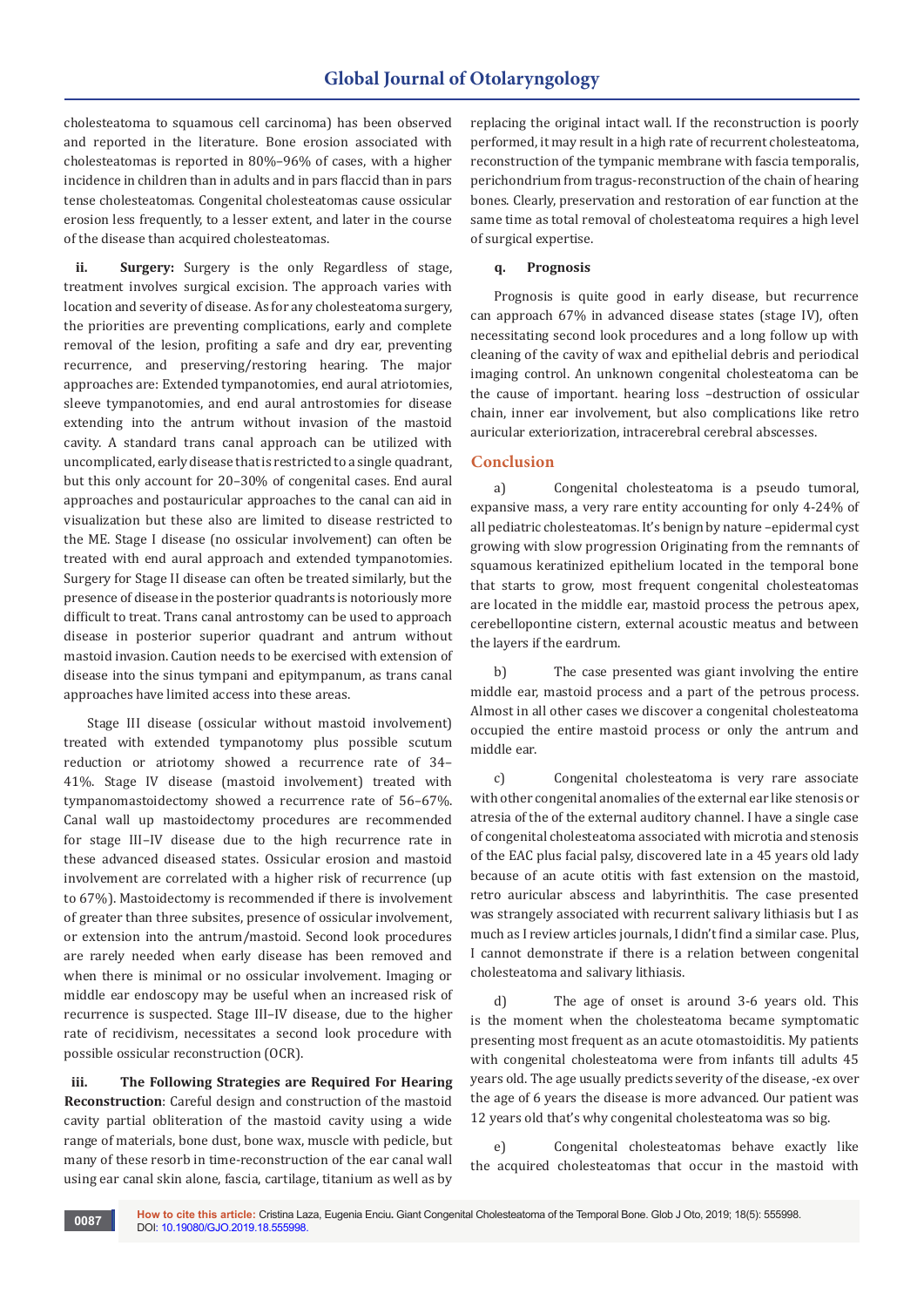cholesteatoma to squamous cell carcinoma) has been observed and reported in the literature. Bone erosion associated with cholesteatomas is reported in 80%–96% of cases, with a higher incidence in children than in adults and in pars flaccid than in pars tense cholesteatomas. Congenital cholesteatomas cause ossicular erosion less frequently, to a lesser extent, and later in the course of the disease than acquired cholesteatomas.

**ii. Surgery:** Surgery is the only Regardless of stage, treatment involves surgical excision. The approach varies with location and severity of disease. As for any cholesteatoma surgery, the priorities are preventing complications, early and complete removal of the lesion, profiting a safe and dry ear, preventing recurrence, and preserving/restoring hearing. The major approaches are: Extended tympanotomies, end aural atriotomies, sleeve tympanotomies, and end aural antrostomies for disease extending into the antrum without invasion of the mastoid cavity. A standard trans canal approach can be utilized with uncomplicated, early disease that is restricted to a single quadrant, but this only account for 20–30% of congenital cases. End aural approaches and postauricular approaches to the canal can aid in visualization but these also are limited to disease restricted to the ME. Stage I disease (no ossicular involvement) can often be treated with end aural approach and extended tympanotomies. Surgery for Stage II disease can often be treated similarly, but the presence of disease in the posterior quadrants is notoriously more difficult to treat. Trans canal antrostomy can be used to approach disease in posterior superior quadrant and antrum without mastoid invasion. Caution needs to be exercised with extension of disease into the sinus tympani and epitympanum, as trans canal approaches have limited access into these areas.

Stage III disease (ossicular without mastoid involvement) treated with extended tympanotomy plus possible scutum reduction or atriotomy showed a recurrence rate of 34–41%. Stage IV disease (mastoid involvement) treated with tympanomastoidectomy showed a recurrence rate of 56–67%. Canal wall up mastoidectomy procedures are recommended for stage III–IV disease due to the high recurrence rate in these advanced diseased states. Ossicular erosion and mastoid involvement are correlated with a higher risk of recurrence (up to 67%). Mastoidectomy is recommended if there is involvement of greater than three subsites, presence of ossicular involvement, or extension into the antrum/mastoid. Second look procedures are rarely needed when early disease has been removed and when there is minimal or no ossicular involvement. Imaging or middle ear endoscopy may be useful when an increased risk of recurrence is suspected. Stage III–IV disease, due to the higher rate of recidivism, necessitates a second look procedure with possible ossicular reconstruction (OCR).

**iii. The Following Strategies are Required For Hearing Reconstruction**: Careful design and construction of the mastoid cavity partial obliteration of the mastoid cavity using a wide range of materials, bone dust, bone wax, muscle with pedicle, but many of these resorb in time-reconstruction of the ear canal wall using ear canal skin alone, fascia, cartilage, titanium as well as by replacing the original intact wall. If the reconstruction is poorly performed, it may result in a high rate of recurrent cholesteatoma, reconstruction of the tympanic membrane with fascia temporalis, perichondrium from tragus-reconstruction of the chain of hearing bones. Clearly, preservation and restoration of ear function at the same time as total removal of cholesteatoma requires a high level of surgical expertise.

**q. Prognosis**

Prognosis is quite good in early disease, but recurrence can approach 67% in advanced disease states (stage IV), often necessitating second look procedures and a long follow up with cleaning of the cavity of wax and epithelial debris and periodical imaging control. An unknown congenital cholesteatoma can be the cause of important. hearing loss –destruction of ossicular chain, inner ear involvement, but also complications like retro auricular exteriorization, intracerebral cerebral abscesses.

## Conclusion

a) Congenital cholesteatoma is a pseudo tumoral, expansive mass, a very rare entity accounting for only 4-24% of all pediatric cholesteatomas. It's benign by nature –epidermal cyst growing with slow progression Originating from the remnants of squamous keratinized epithelium located in the temporal bone that starts to grow, most frequent congenital cholesteatomas are located in the middle ear, mastoid process the petrous apex, cerebellopontine cistern, external acoustic meatus and between the layers if the eardrum.

b) The case presented was giant involving the entire middle ear, mastoid process and a part of the petrous process. Almost in all other cases we discover a congenital cholesteatoma occupied the entire mastoid process or only the antrum and middle ear.

c) Congenital cholesteatoma is very rare associate with other congenital anomalies of the external ear like stenosis or atresia of the of the external auditory channel. I have a single case of congenital cholesteatoma associated with microtia and stenosis of the EAC plus facial palsy, discovered late in a 45 years old lady because of an acute otitis with fast extension on the mastoid, retro auricular abscess and labyrinthitis. The case presented was strangely associated with recurrent salivary lithiasis but I as much as I review articles journals, I didn't find a similar case. Plus, I cannot demonstrate if there is a relation between congenital cholesteatoma and salivary lithiasis.

d) The age of onset is around 3-6 years old. This is the moment when the cholesteatoma became symptomatic presenting most frequent as an acute otomastoiditis. My patients with congenital cholesteatoma were from infants till adults 45 years old. The age usually predicts severity of the disease, -ex over the age of 6 years the disease is more advanced. Our patient was 12 years old that's why congenital cholesteatoma was so big.

e) Congenital cholesteatomas behave exactly like the acquired cholesteatomas that occur in the mastoid with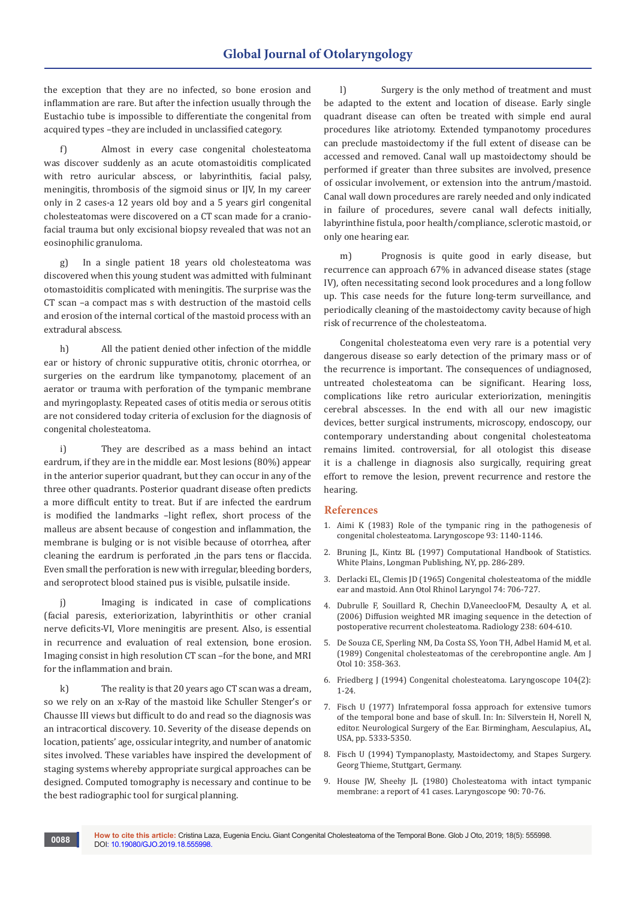the exception that they are no infected, so bone erosion and inflammation are rare. But after the infection usually through the Eustachio tube is impossible to differentiate the congenital from acquired types –they are included in unclassified category.

f) Almost in every case congenital cholesteatoma was discover suddenly as an acute otomastoiditis complicated with retro auricular abscess, or labyrinthitis, facial palsy, meningitis, thrombosis of the sigmoid sinus or IJV, In my career only in 2 cases-a 12 years old boy and a 5 years girl congenital cholesteatomas were discovered on a CT scan made for a cranio-facial trauma but only excisional biopsy revealed that was not an eosinophilic granuloma.

g) In a single patient 18 years old cholesteatoma was discovered when this young student was admitted with fulminant otomastoiditis complicated with meningitis. The surprise was the CT scan –a compact mas s with destruction of the mastoid cells and erosion of the internal cortical of the mastoid process with an extradural abscess.

h) All the patient denied other infection of the middle ear or history of chronic suppurative otitis, chronic otorrhea, or surgeries on the eardrum like tympanotomy, placement of an aerator or trauma with perforation of the tympanic membrane and myringoplasty. Repeated cases of otitis media or serous otitis are not considered today criteria of exclusion for the diagnosis of congenital cholesteatoma.

i) They are described as a mass behind an intact eardrum, if they are in the middle ear. Most lesions (80%) appear in the anterior superior quadrant, but they can occur in any of the three other quadrants. Posterior quadrant disease often predicts a more difficult entity to treat. But if are infected the eardrum is modified the landmarks –light reflex, short process of the malleus are absent because of congestion and inflammation, the membrane is bulging or is not visible because of otorrhea, after cleaning the eardrum is perforated ,in the pars tens or flaccida. Even small the perforation is new with irregular, bleeding borders, and seroprotect blood stained pus is visible, pulsatile inside.

j) Imaging is indicated in case of complications (facial paresis, exteriorization, labyrinthitis or other cranial nerve deficits-VI, Vlore meningitis are present. Also, is essential in recurrence and evaluation of real extension, bone erosion. Imaging consist in high resolution CT scan –for the bone, and MRI for the inflammation and brain.

k) The reality is that 20 years ago CT scan was a dream, so we rely on an x-Ray of the mastoid like Schuller Stenger's or Chausse III views but difficult to do and read so the diagnosis was an intracortical discovery. 10. Severity of the disease depends on location, patients' age, ossicular integrity, and number of anatomic sites involved. These variables have inspired the development of staging systems whereby appropriate surgical approaches can be designed. Computed tomography is necessary and continue to be the best radiographic tool for surgical planning.

l) Surgery is the only method of treatment and must be adapted to the extent and location of disease. Early single quadrant disease can often be treated with simple end aural procedures like atriotomy. Extended tympanotomy procedures can preclude mastoidectomy if the full extent of disease can be accessed and removed. Canal wall up mastoidectomy should be performed if greater than three subsites are involved, presence of ossicular involvement, or extension into the antrum/mastoid. Canal wall down procedures are rarely needed and only indicated in failure of procedures, severe canal wall defects initially, labyrinthine fistula, poor health/compliance, sclerotic mastoid, or only one hearing ear.

m) Prognosis is quite good in early disease, but recurrence can approach 67% in advanced disease states (stage IV), often necessitating second look procedures and a long follow up. This case needs for the future long-term surveillance, and periodically cleaning of the mastoidectomy cavity because of high risk of recurrence of the cholesteatoma.

Congenital cholesteatoma even very rare is a potential very dangerous disease so early detection of the primary mass or of the recurrence is important. The consequences of undiagnosed, untreated cholesteatoma can be significant. Hearing loss, complications like retro auricular exteriorization, meningitis cerebral abscesses. In the end with all our new imagistic devices, better surgical instruments, microscopy, endoscopy, our contemporary understanding about congenital cholesteatoma remains limited. controversial, for all otologist this disease it is a challenge in diagnosis also surgically, requiring great effort to remove the lesion, prevent recurrence and restore the hearing.

## References

1. Aimi K (1983) Role of the tympanic ring in the pathogenesis of congenital cholesteatoma. Laryngoscope 93: 1140-1146.
2. Bruning JL, Kintz BL (1997) Computational Handbook of Statistics. White Plains, Longman Publishing, NY, pp. 286-289.
3. Derlacki EL, Clemis JD (1965) Congenital cholesteatoma of the middle ear and mastoid. Ann Otol Rhinol Laryngol 74: 706-727.
4. Dubrulle F, Souillard R, Chechin D,VaneeclooFM, Desaulty A, et al. (2006) Diffusion weighted MR imaging sequence in the detection of postoperative recurrent cholesteatoma. Radiology 238: 604-610.
5. De Souza CE, Sperling NM, Da Costa SS, Yoon TH, Adbel Hamid M, et al. (1989) Congenital cholesteatomas of the cerebropontine angle. Am J Otol 10: 358-363.
6. Friedberg J (1994) Congenital cholesteatoma. Laryngoscope 104(2): 1-24.
7. Fisch U (1977) Infratemporal fossa approach for extensive tumors of the temporal bone and base of skull. In: In: Silverstein H, Norell N, editor. Neurological Surgery of the Ear. Birmingham, Aesculapius, AL, USA, pp. 5333-5350.
8. Fisch U (1994) Tympanoplasty, Mastoidectomy, and Stapes Surgery. Georg Thieme, Stuttgart, Germany.
9. House JW, Sheehy JL (1980) Cholesteatoma with intact tympanic membrane: a report of 41 cases. Laryngoscope 90: 70-76.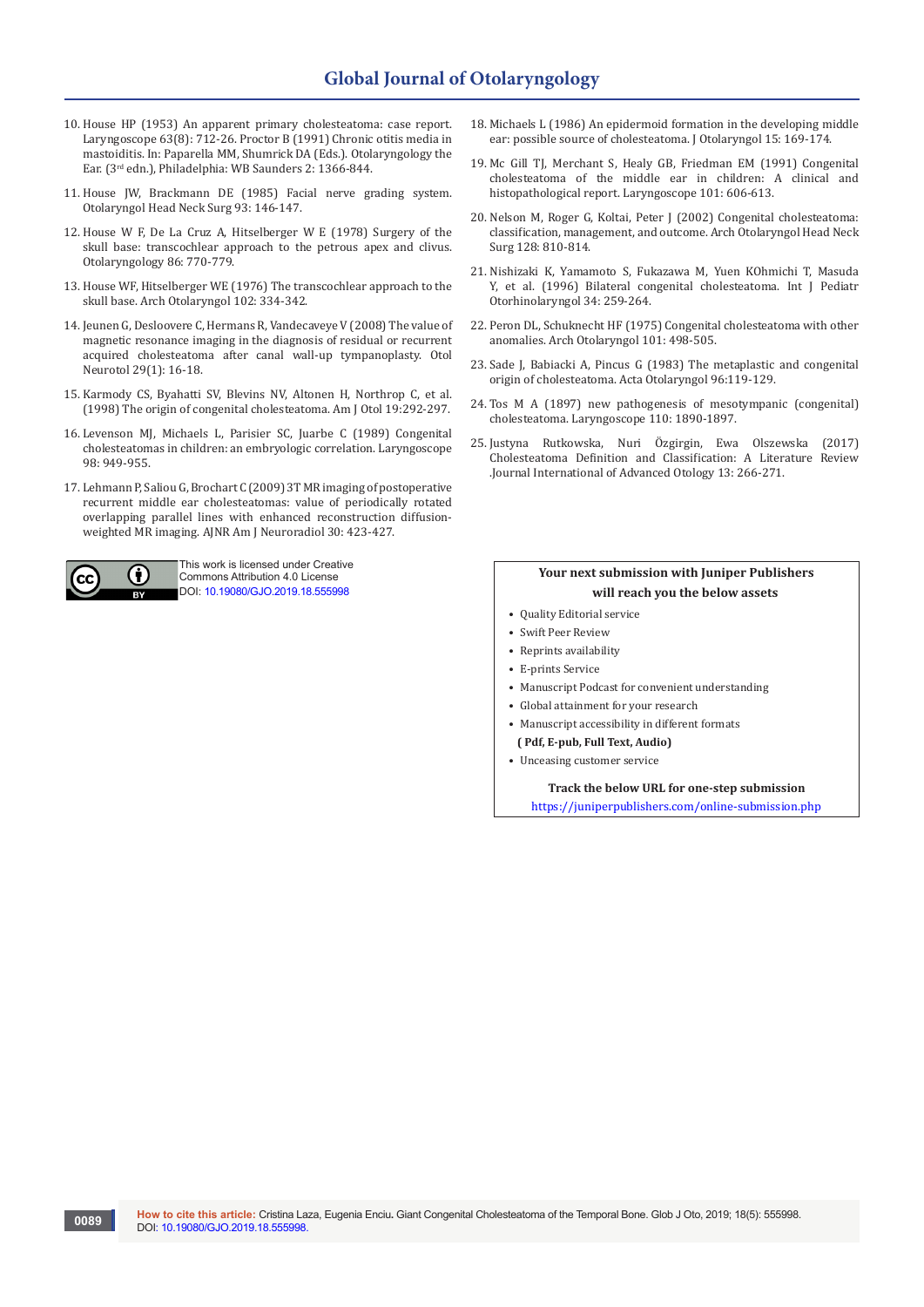10. House HP (1953) An apparent primary cholesteatoma: case report. Laryngoscope 63(8): 712-26. Proctor B (1991) Chronic otitis media in mastoiditis. In: Paparella MM, Shumrick DA (Eds.). Otolaryngology the Ear. (3rd edn.), Philadelphia: WB Saunders 2: 1366-844.

11. House JW, Brackmann DE (1985) Facial nerve grading system. Otolaryngol Head Neck Surg 93: 146-147.

12. House W F, De La Cruz A, Hitselberger W E (1978) Surgery of the skull base: transcochlear approach to the petrous apex and clivus. Otolaryngology 86: 770-779.

13. House WF, Hitselberger WE (1976) The transcochlear approach to the skull base. Arch Otolaryngol 102: 334-342.

14. Jeunen G, Desloovere C, Hermans R, Vandecaveye V (2008) The value of magnetic resonance imaging in the diagnosis of residual or recurrent acquired cholesteatoma after canal wall-up tympanoplasty. Otol Neurotol 29(1): 16-18.

15. Karmody CS, Byahatti SV, Blevins NV, Altonen H, Northrop C, et al. (1998) The origin of congenital cholesteatoma. Am J Otol 19:292-297.

16. Levenson MJ, Michaels L, Parisier SC, Juarbe C (1989) Congenital cholesteatomas in children: an embryologic correlation. Laryngoscope 98: 949-955.

17. Lehmann P, Saliou G, Brochart C (2009) 3T MR imaging of postoperative recurrent middle ear cholesteatomas: value of periodically rotated overlapping parallel lines with enhanced reconstruction diffusion-weighted MR imaging. AJNR Am J Neuroradiol 30: 423-427.

18. Michaels L (1986) An epidermoid formation in the developing middle ear: possible source of cholesteatoma. J Otolaryngol 15: 169-174.

19. Mc Gill TJ, Merchant S, Healy GB, Friedman EM (1991) Congenital cholesteatoma of the middle ear in children: A clinical and histopathological report. Laryngoscope 101: 606-613.

20. Nelson M, Roger G, Koltai, Peter J (2002) Congenital cholesteatoma: classification, management, and outcome. Arch Otolaryngol Head Neck Surg 128: 810-814.

21. Nishizaki K, Yamamoto S, Fukazawa M, Yuen KOhmichi T, Masuda Y, et al. (1996) Bilateral congenital cholesteatoma. Int J Pediatr Otorhinolaryngol 34: 259-264.

22. Peron DL, Schuknecht HF (1975) Congenital cholesteatoma with other anomalies. Arch Otolaryngol 101: 498-505.

23. Sade J, Babiacki A, Pincus G (1983) The metaplastic and congenital origin of cholesteatoma. Acta Otolaryngol 96:119-129.

24. Tos M A (1897) new pathogenesis of mesotympanic (congenital) cholesteatoma. Laryngoscope 110: 1890-1897.

25. Justyna Rutkowska, Nuri Özgirgin, Ewa Olszewska (2017) Cholesteatoma Definition and Classification: A Literature Review .Journal International of Advanced Otology 13: 266-271.

This work is licensed under Creative Commons Attribution 4.0 License
DOI: 10.19080/GJO.2019.18.555998

**Your next submission with Juniper Publishers will reach you the below assets**

- Quality Editorial service
- Swift Peer Review
- Reprints availability
- E-prints Service
- Manuscript Podcast for convenient understanding
- Global attainment for your research
- Manuscript accessibility in different formats

**( Pdf, E-pub, Full Text, Audio)**

- Unceasing customer service

**Track the below URL for one-step submission**
https://juniperpublishers.com/online-submission.php